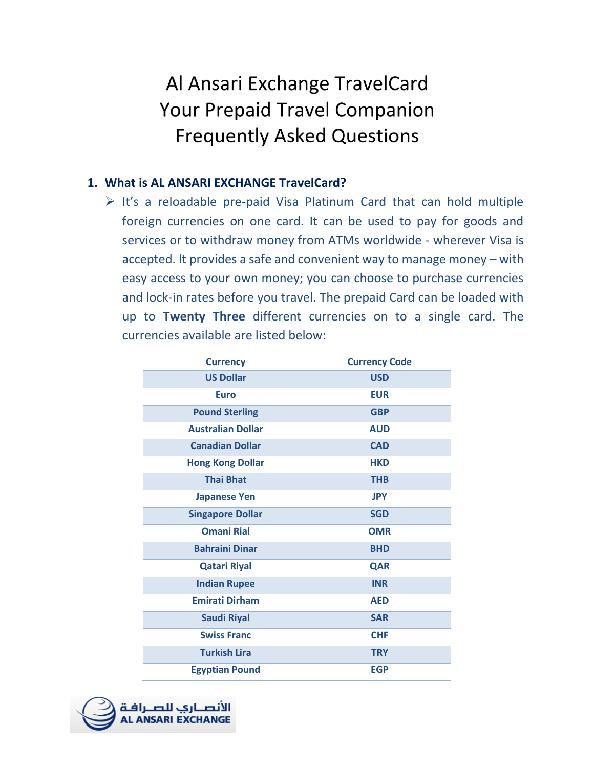# Al Ansari Exchange TravelCard
# Your Prepaid Travel Companion
# Frequently Asked Questions

## 1. What is AL ANSARI EXCHANGE TravelCard?

- It's a reloadable pre-paid Visa Platinum Card that can hold multiple foreign currencies on one card. It can be used to pay for goods and services or to withdraw money from ATMs worldwide - wherever Visa is accepted. It provides a safe and convenient way to manage money – with easy access to your own money; you can choose to purchase currencies and lock-in rates before you travel. The prepaid Card can be loaded with up to **Twenty Three** different currencies on to a single card. The currencies available are listed below:

| Currency | Currency Code |
|---|---|
| US Dollar | USD |
| Euro | EUR |
| Pound Sterling | GBP |
| Australian Dollar | AUD |
| Canadian Dollar | CAD |
| Hong Kong Dollar | HKD |
| Thai Bhat | THB |
| Japanese Yen | JPY |
| Singapore Dollar | SGD |
| Omani Rial | OMR |
| Bahraini Dinar | BHD |
| Qatari Riyal | QAR |
| Indian Rupee | INR |
| Emirati Dirham | AED |
| Saudi Riyal | SAR |
| Swiss Franc | CHF |
| Turkish Lira | TRY |
| Egyptian Pound | EGP |

الأنصاري للصرافة
AL ANSARI EXCHANGE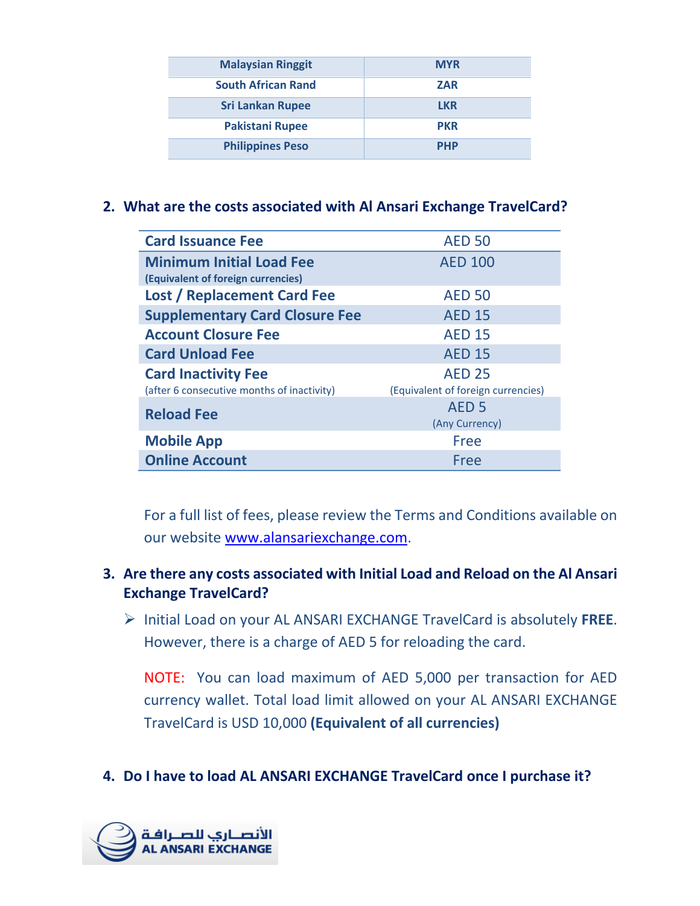| Malaysian Ringgit | MYR |
|---|---|
| South African Rand | ZAR |
| Sri Lankan Rupee | LKR |
| Pakistani Rupee | PKR |
| Philippines Peso | PHP |

2. **What are the costs associated with Al Ansari Exchange TravelCard?**

| Fee | Amount |
|---|---|
| **Card Issuance Fee** | AED 50 |
| **Minimum Initial Load Fee** (Equivalent of foreign currencies) | AED 100 |
| **Lost / Replacement Card Fee** | AED 50 |
| **Supplementary Card Closure Fee** | AED 15 |
| **Account Closure Fee** | AED 15 |
| **Card Unload Fee** | AED 15 |
| **Card Inactivity Fee** (after 6 consecutive months of inactivity) | AED 25 (Equivalent of foreign currencies) |
| **Reload Fee** | AED 5 (Any Currency) |
| **Mobile App** | Free |
| **Online Account** | Free |

For a full list of fees, please review the Terms and Conditions available on our website www.alansariexchange.com.

3. **Are there any costs associated with Initial Load and Reload on the Al Ansari Exchange TravelCard?**

- Initial Load on your AL ANSARI EXCHANGE TravelCard is absolutely **FREE**. However, there is a charge of AED 5 for reloading the card.

NOTE: You can load maximum of AED 5,000 per transaction for AED currency wallet. Total load limit allowed on your AL ANSARI EXCHANGE TravelCard is USD 10,000 **(Equivalent of all currencies)**

4. **Do I have to load AL ANSARI EXCHANGE TravelCard once I purchase it?**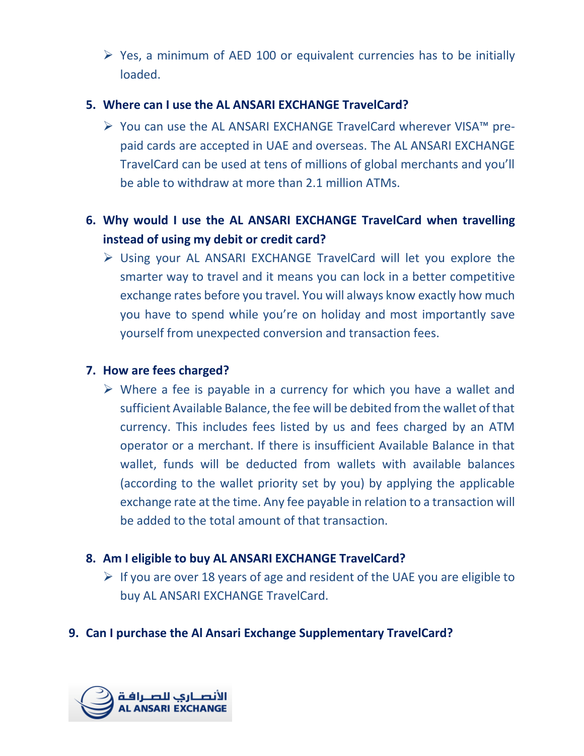- Yes, a minimum of AED 100 or equivalent currencies has to be initially loaded.

5. **Where can I use the AL ANSARI EXCHANGE TravelCard?**
   - You can use the AL ANSARI EXCHANGE TravelCard wherever VISA™ pre-paid cards are accepted in UAE and overseas. The AL ANSARI EXCHANGE TravelCard can be used at tens of millions of global merchants and you'll be able to withdraw at more than 2.1 million ATMs.

6. **Why would I use the AL ANSARI EXCHANGE TravelCard when travelling instead of using my debit or credit card?**
   - Using your AL ANSARI EXCHANGE TravelCard will let you explore the smarter way to travel and it means you can lock in a better competitive exchange rates before you travel. You will always know exactly how much you have to spend while you're on holiday and most importantly save yourself from unexpected conversion and transaction fees.

7. **How are fees charged?**
   - Where a fee is payable in a currency for which you have a wallet and sufficient Available Balance, the fee will be debited from the wallet of that currency. This includes fees listed by us and fees charged by an ATM operator or a merchant. If there is insufficient Available Balance in that wallet, funds will be deducted from wallets with available balances (according to the wallet priority set by you) by applying the applicable exchange rate at the time. Any fee payable in relation to a transaction will be added to the total amount of that transaction.

8. **Am I eligible to buy AL ANSARI EXCHANGE TravelCard?**
   - If you are over 18 years of age and resident of the UAE you are eligible to buy AL ANSARI EXCHANGE TravelCard.

9. **Can I purchase the Al Ansari Exchange Supplementary TravelCard?**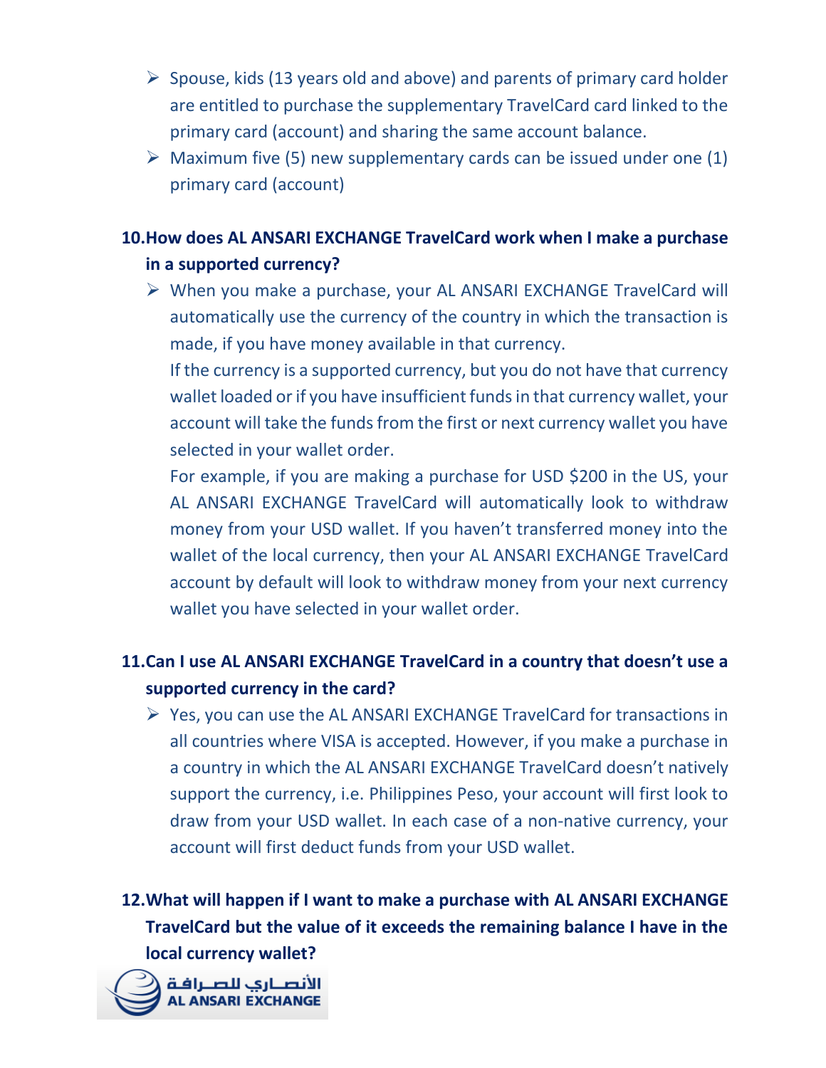- Spouse, kids (13 years old and above) and parents of primary card holder are entitled to purchase the supplementary TravelCard card linked to the primary card (account) and sharing the same account balance.
- Maximum five (5) new supplementary cards can be issued under one (1) primary card (account)

**10. How does AL ANSARI EXCHANGE TravelCard work when I make a purchase in a supported currency?**

- When you make a purchase, your AL ANSARI EXCHANGE TravelCard will automatically use the currency of the country in which the transaction is made, if you have money available in that currency.

  If the currency is a supported currency, but you do not have that currency wallet loaded or if you have insufficient funds in that currency wallet, your account will take the funds from the first or next currency wallet you have selected in your wallet order.

  For example, if you are making a purchase for USD $200 in the US, your AL ANSARI EXCHANGE TravelCard will automatically look to withdraw money from your USD wallet. If you haven't transferred money into the wallet of the local currency, then your AL ANSARI EXCHANGE TravelCard account by default will look to withdraw money from your next currency wallet you have selected in your wallet order.

**11. Can I use AL ANSARI EXCHANGE TravelCard in a country that doesn't use a supported currency in the card?**

- Yes, you can use the AL ANSARI EXCHANGE TravelCard for transactions in all countries where VISA is accepted. However, if you make a purchase in a country in which the AL ANSARI EXCHANGE TravelCard doesn't natively support the currency, i.e. Philippines Peso, your account will first look to draw from your USD wallet. In each case of a non-native currency, your account will first deduct funds from your USD wallet.

**12. What will happen if I want to make a purchase with AL ANSARI EXCHANGE TravelCard but the value of it exceeds the remaining balance I have in the local currency wallet?**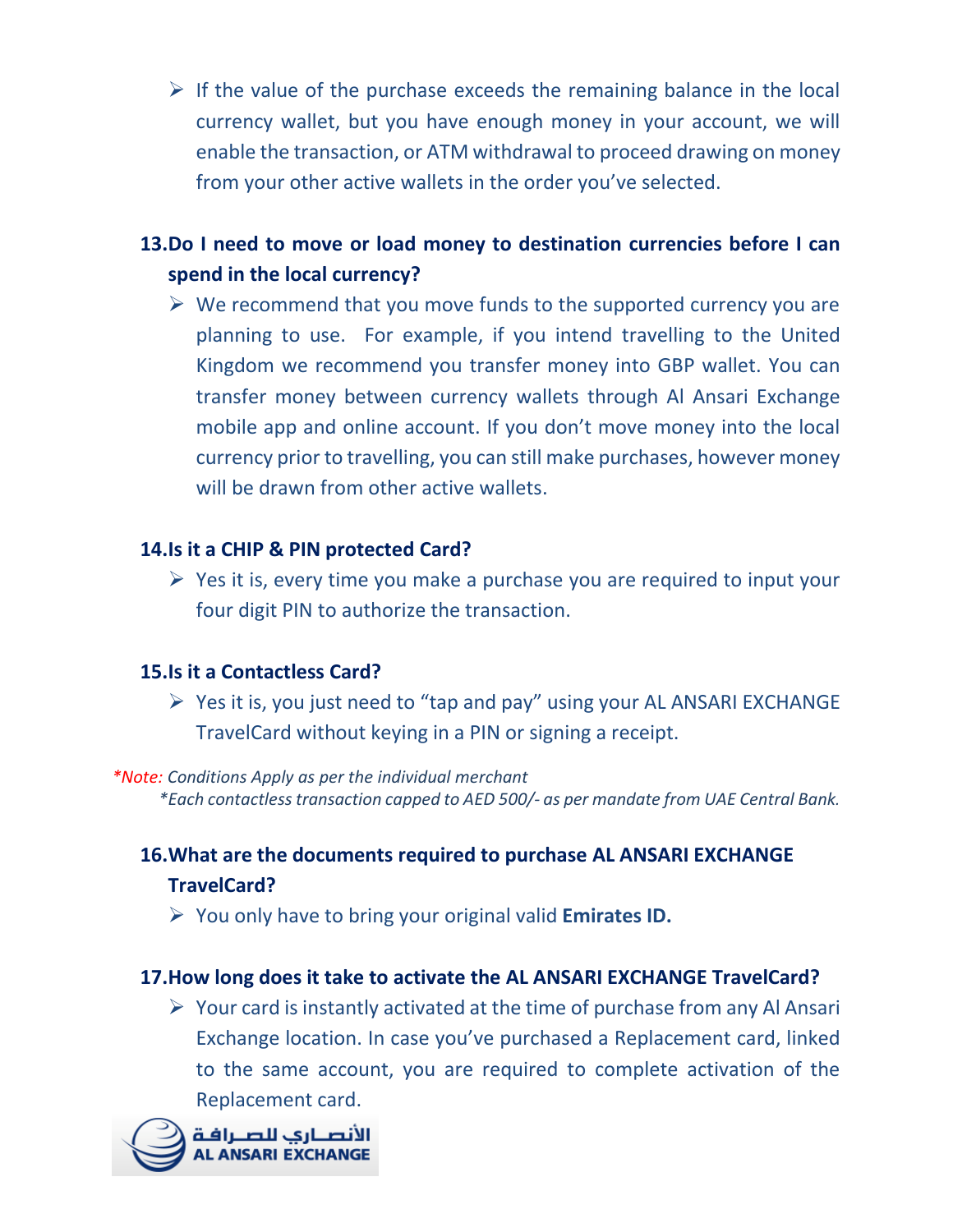- If the value of the purchase exceeds the remaining balance in the local currency wallet, but you have enough money in your account, we will enable the transaction, or ATM withdrawal to proceed drawing on money from your other active wallets in the order you've selected.

**13. Do I need to move or load money to destination currencies before I can spend in the local currency?**

- We recommend that you move funds to the supported currency you are planning to use. For example, if you intend travelling to the United Kingdom we recommend you transfer money into GBP wallet. You can transfer money between currency wallets through Al Ansari Exchange mobile app and online account. If you don't move money into the local currency prior to travelling, you can still make purchases, however money will be drawn from other active wallets.

**14. Is it a CHIP & PIN protected Card?**

- Yes it is, every time you make a purchase you are required to input your four digit PIN to authorize the transaction.

**15. Is it a Contactless Card?**

- Yes it is, you just need to "tap and pay" using your AL ANSARI EXCHANGE TravelCard without keying in a PIN or signing a receipt.

*\*Note: Conditions Apply as per the individual merchant*
*\*Each contactless transaction capped to AED 500/- as per mandate from UAE Central Bank.*

**16. What are the documents required to purchase AL ANSARI EXCHANGE TravelCard?**

- You only have to bring your original valid **Emirates ID.**

**17. How long does it take to activate the AL ANSARI EXCHANGE TravelCard?**

- Your card is instantly activated at the time of purchase from any Al Ansari Exchange location. In case you've purchased a Replacement card, linked to the same account, you are required to complete activation of the Replacement card.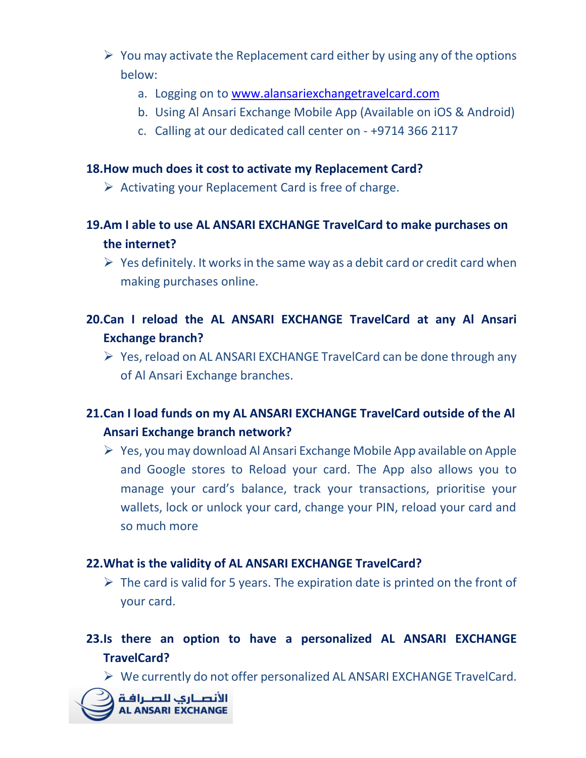- You may activate the Replacement card either by using any of the options below:
  a. Logging on to www.alansariexchangetravelcard.com
  b. Using Al Ansari Exchange Mobile App (Available on iOS & Android)
  c. Calling at our dedicated call center on - +9714 366 2117

**18. How much does it cost to activate my Replacement Card?**

- Activating your Replacement Card is free of charge.

**19. Am I able to use AL ANSARI EXCHANGE TravelCard to make purchases on the internet?**

- Yes definitely. It works in the same way as a debit card or credit card when making purchases online.

**20. Can I reload the AL ANSARI EXCHANGE TravelCard at any Al Ansari Exchange branch?**

- Yes, reload on AL ANSARI EXCHANGE TravelCard can be done through any of Al Ansari Exchange branches.

**21. Can I load funds on my AL ANSARI EXCHANGE TravelCard outside of the Al Ansari Exchange branch network?**

- Yes, you may download Al Ansari Exchange Mobile App available on Apple and Google stores to Reload your card. The App also allows you to manage your card's balance, track your transactions, prioritise your wallets, lock or unlock your card, change your PIN, reload your card and so much more

**22. What is the validity of AL ANSARI EXCHANGE TravelCard?**

- The card is valid for 5 years. The expiration date is printed on the front of your card.

**23. Is there an option to have a personalized AL ANSARI EXCHANGE TravelCard?**

- We currently do not offer personalized AL ANSARI EXCHANGE TravelCard.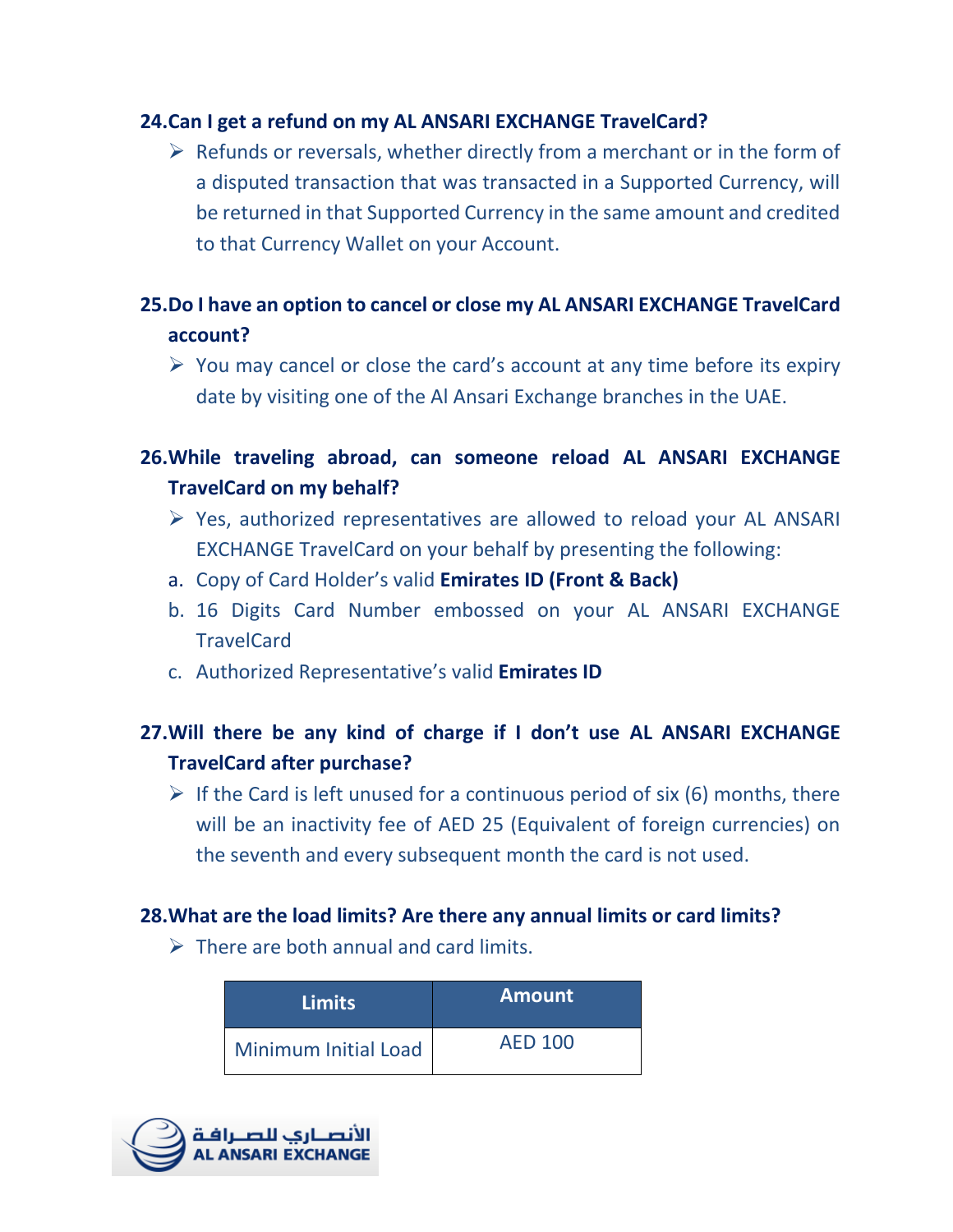### 24. Can I get a refund on my AL ANSARI EXCHANGE TravelCard?

- Refunds or reversals, whether directly from a merchant or in the form of a disputed transaction that was transacted in a Supported Currency, will be returned in that Supported Currency in the same amount and credited to that Currency Wallet on your Account.

### 25. Do I have an option to cancel or close my AL ANSARI EXCHANGE TravelCard account?

- You may cancel or close the card's account at any time before its expiry date by visiting one of the Al Ansari Exchange branches in the UAE.

### 26. While traveling abroad, can someone reload AL ANSARI EXCHANGE TravelCard on my behalf?

- Yes, authorized representatives are allowed to reload your AL ANSARI EXCHANGE TravelCard on your behalf by presenting the following:

a. Copy of Card Holder's valid **Emirates ID (Front & Back)**
b. 16 Digits Card Number embossed on your AL ANSARI EXCHANGE TravelCard
c. Authorized Representative's valid **Emirates ID**

### 27. Will there be any kind of charge if I don't use AL ANSARI EXCHANGE TravelCard after purchase?

- If the Card is left unused for a continuous period of six (6) months, there will be an inactivity fee of AED 25 (Equivalent of foreign currencies) on the seventh and every subsequent month the card is not used.

### 28. What are the load limits? Are there any annual limits or card limits?

- There are both annual and card limits.

| Limits | Amount |
|---|---|
| Minimum Initial Load | AED 100 |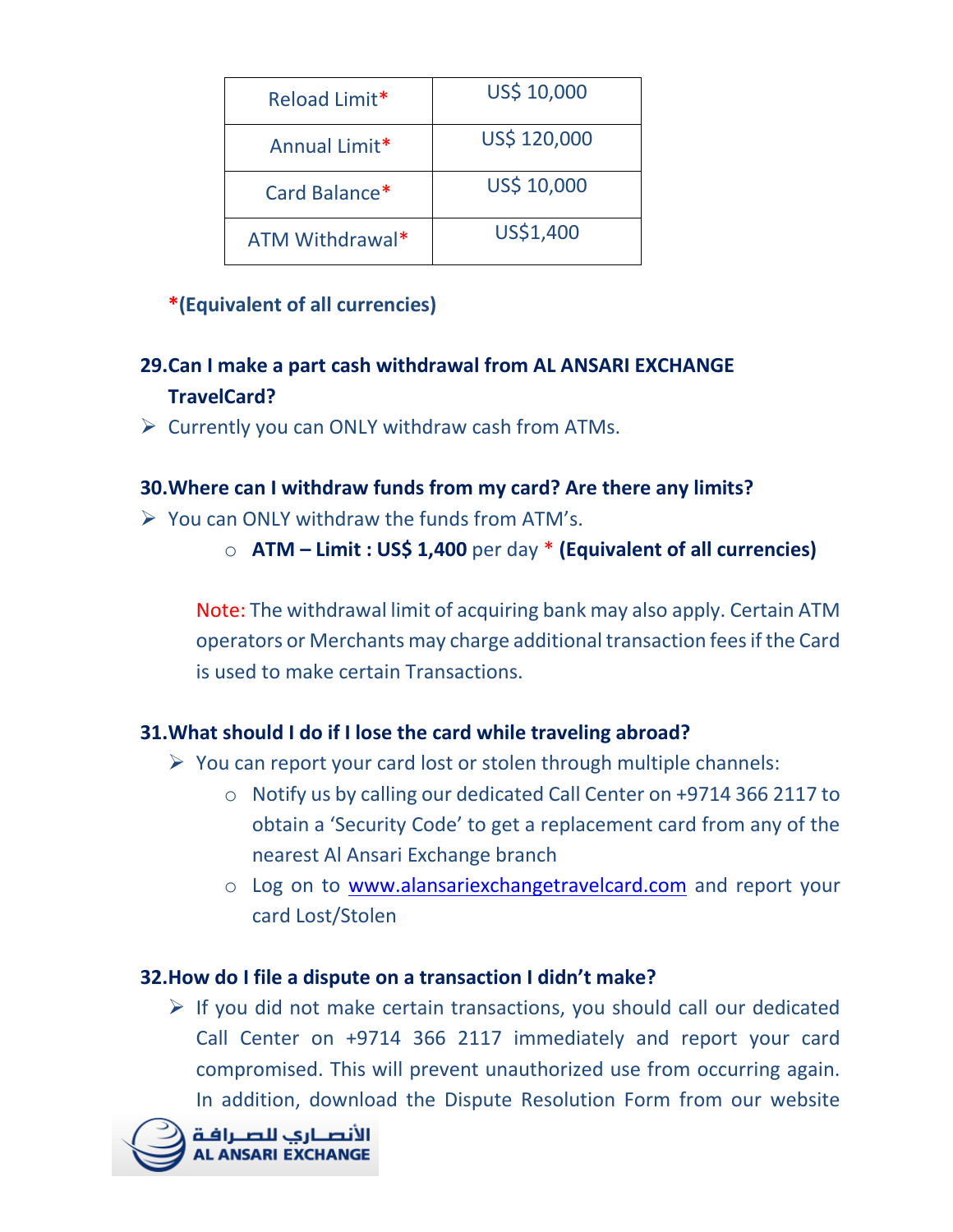| Reload Limit* | US$ 10,000 |
| --- | --- |
| Annual Limit* | US$ 120,000 |
| Card Balance* | US$ 10,000 |
| ATM Withdrawal* | US$1,400 |

***(Equivalent of all currencies)**

### 29. Can I make a part cash withdrawal from AL ANSARI EXCHANGE TravelCard?

- Currently you can ONLY withdraw cash from ATMs.

### 30. Where can I withdraw funds from my card? Are there any limits?

- You can ONLY withdraw the funds from ATM's.
  - **ATM – Limit : US$ 1,400** per day * **(Equivalent of all currencies)**

  Note: The withdrawal limit of acquiring bank may also apply. Certain ATM operators or Merchants may charge additional transaction fees if the Card is used to make certain Transactions.

### 31. What should I do if I lose the card while traveling abroad?

- You can report your card lost or stolen through multiple channels:
  - Notify us by calling our dedicated Call Center on +9714 366 2117 to obtain a 'Security Code' to get a replacement card from any of the nearest Al Ansari Exchange branch
  - Log on to [www.alansariexchangetravelcard.com](http://www.alansariexchangetravelcard.com) and report your card Lost/Stolen

### 32. How do I file a dispute on a transaction I didn't make?

- If you did not make certain transactions, you should call our dedicated Call Center on +9714 366 2117 immediately and report your card compromised. This will prevent unauthorized use from occurring again. In addition, download the Dispute Resolution Form from our website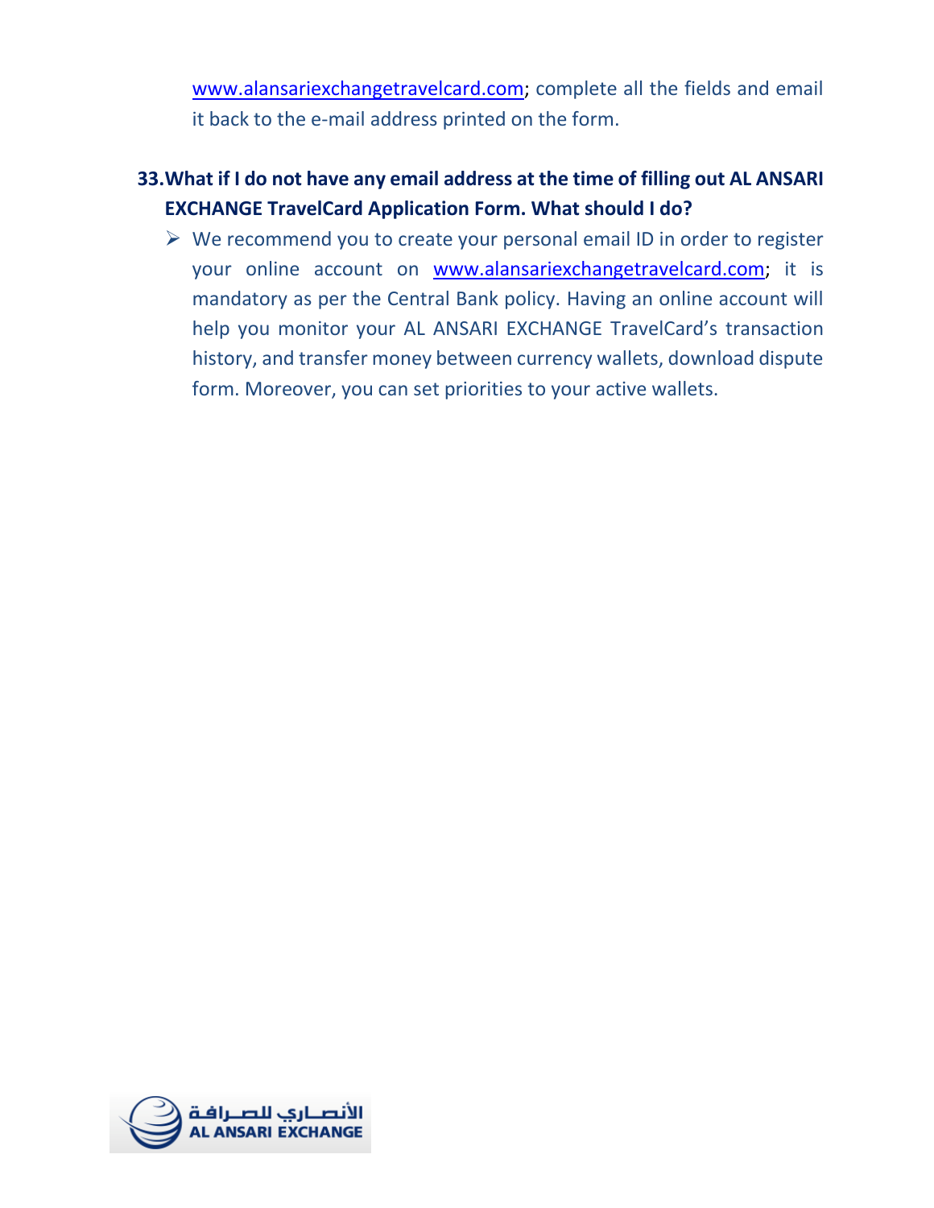www.alansariexchangetravelcard.com; complete all the fields and email it back to the e-mail address printed on the form.

**33. What if I do not have any email address at the time of filling out AL ANSARI EXCHANGE TravelCard Application Form. What should I do?**

- We recommend you to create your personal email ID in order to register your online account on www.alansariexchangetravelcard.com; it is mandatory as per the Central Bank policy. Having an online account will help you monitor your AL ANSARI EXCHANGE TravelCard's transaction history, and transfer money between currency wallets, download dispute form. Moreover, you can set priorities to your active wallets.